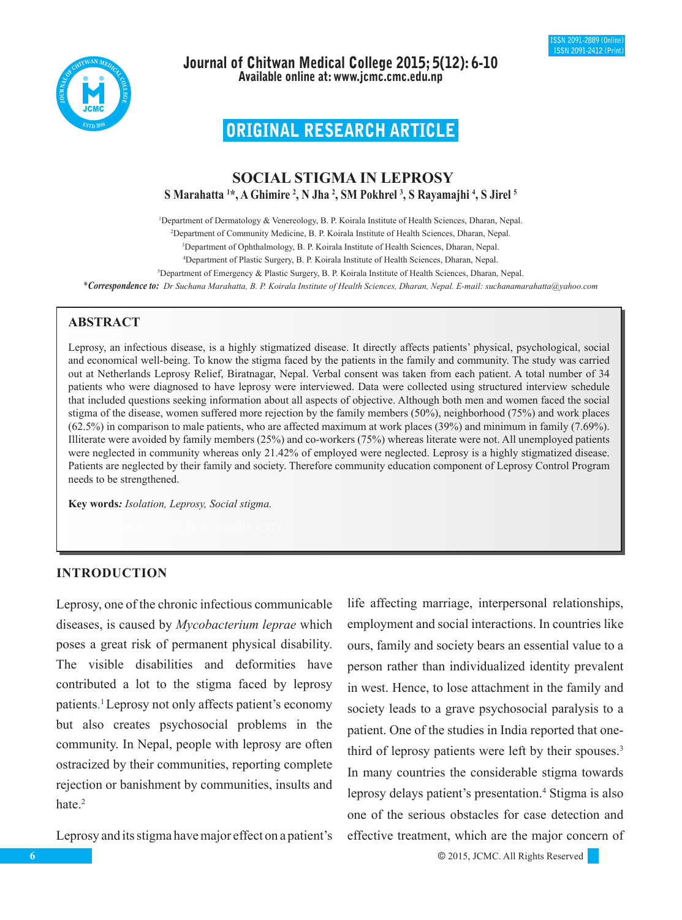ORIGINAL RESEARCH ARTICLE

# SOCIAL STIGMA IN LEPROSY

**S Marahatta [1]*, A Ghimire [2], N Jha [2], SM Pokhrel [3], S Rayamajhi [4], S Jirel [5]**

[1]Department of Dermatology & Venereology, B. P. Koirala Institute of Health Sciences, Dharan, Nepal.
[2]Department of Community Medicine, B. P. Koirala Institute of Health Sciences, Dharan, Nepal.
[3]Department of Ophthalmology, B. P. Koirala Institute of Health Sciences, Dharan, Nepal.
[4]Department of Plastic Surgery, B. P. Koirala Institute of Health Sciences, Dharan, Nepal.
[5]Department of Emergency & Plastic Surgery, B. P. Koirala Institute of Health Sciences, Dharan, Nepal.

****Correspondence to:*** *Dr Suchana Marahatta, B. P. Koirala Institute of Health Sciences, Dharan, Nepal. E-mail: suchanamarahatta@yahoo.com*

## ABSTRACT

Leprosy, an infectious disease, is a highly stigmatized disease. It directly affects patients' physical, psychological, social and economical well-being. To know the stigma faced by the patients in the family and community. The study was carried out at Netherlands Leprosy Relief, Biratnagar, Nepal. Verbal consent was taken from each patient. A total number of 34 patients who were diagnosed to have leprosy were interviewed. Data were collected using structured interview schedule that included questions seeking information about all aspects of objective. Although both men and women faced the social stigma of the disease, women suffered more rejection by the family members (50%), neighborhood (75%) and work places (62.5%) in comparison to male patients, who are affected maximum at work places (39%) and minimum in family (7.69%). Illiterate were avoided by family members (25%) and co-workers (75%) whereas literate were not. All unemployed patients were neglected in community whereas only 21.42% of employed were neglected. Leprosy is a highly stigmatized disease. Patients are neglected by their family and society. Therefore community education component of Leprosy Control Program needs to be strengthened.

**Key words:** *Isolation, Leprosy, Social stigma.*

## INTRODUCTION

Leprosy, one of the chronic infectious communicable diseases, is caused by *Mycobacterium leprae* which poses a great risk of permanent physical disability. The visible disabilities and deformities have contributed a lot to the stigma faced by leprosy patients.[1] Leprosy not only affects patient's economy but also creates psychosocial problems in the community. In Nepal, people with leprosy are often ostracized by their communities, reporting complete rejection or banishment by communities, insults and hate.[2]

Leprosy and its stigma have major effect on a patient's life affecting marriage, interpersonal relationships, employment and social interactions. In countries like ours, family and society bears an essential value to a person rather than individualized identity prevalent in west. Hence, to lose attachment in the family and society leads to a grave psychosocial paralysis to a patient. One of the studies in India reported that one-third of leprosy patients were left by their spouses.[3] In many countries the considerable stigma towards leprosy delays patient's presentation.[4] Stigma is also one of the serious obstacles for case detection and effective treatment, which are the major concern of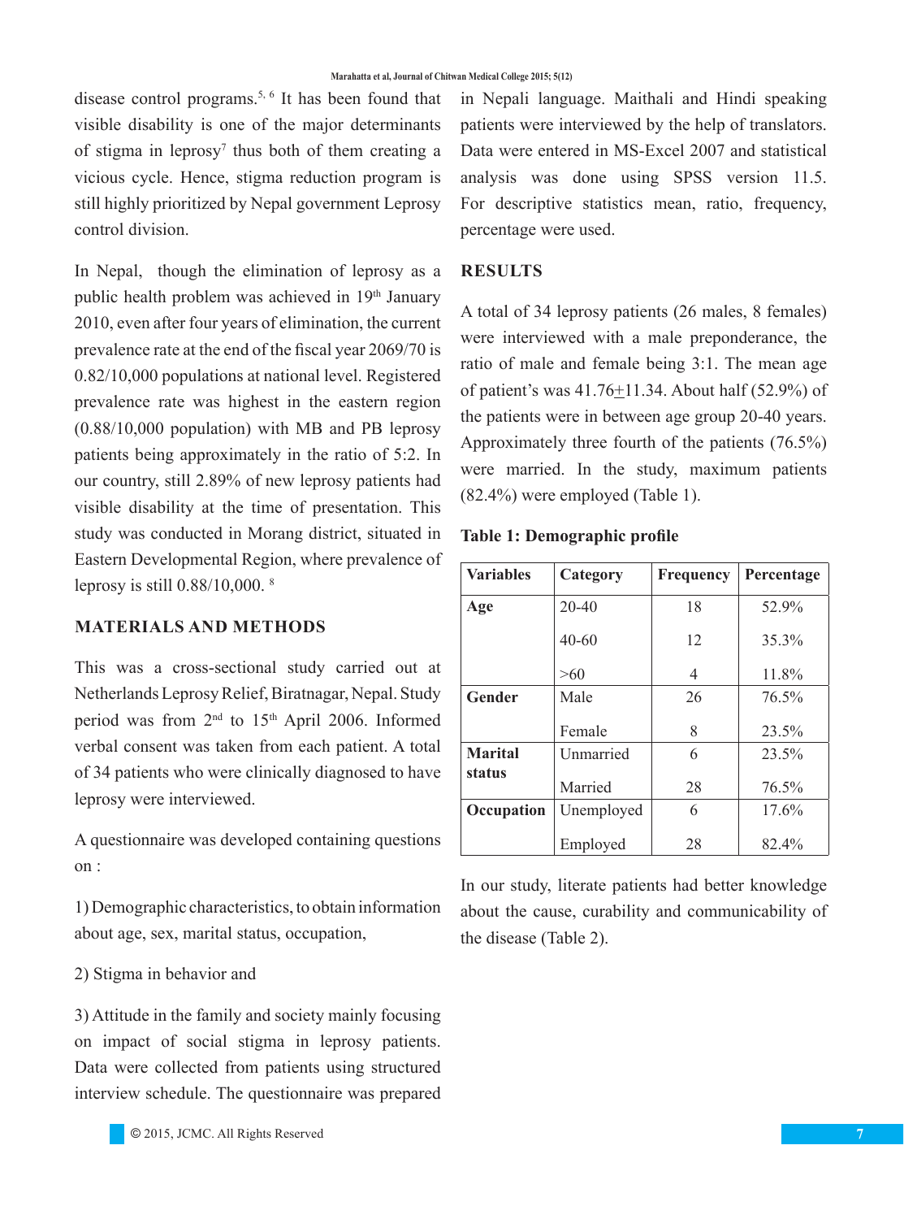disease control programs.[5, 6] It has been found that visible disability is one of the major determinants of stigma in leprosy[7] thus both of them creating a vicious cycle. Hence, stigma reduction program is still highly prioritized by Nepal government Leprosy control division.

In Nepal, though the elimination of leprosy as a public health problem was achieved in 19th January 2010, even after four years of elimination, the current prevalence rate at the end of the fiscal year 2069/70 is 0.82/10,000 populations at national level. Registered prevalence rate was highest in the eastern region (0.88/10,000 population) with MB and PB leprosy patients being approximately in the ratio of 5:2. In our country, still 2.89% of new leprosy patients had visible disability at the time of presentation. This study was conducted in Morang district, situated in Eastern Developmental Region, where prevalence of leprosy is still 0.88/10,000. [8]

## MATERIALS AND METHODS

This was a cross-sectional study carried out at Netherlands Leprosy Relief, Biratnagar, Nepal. Study period was from 2nd to 15th April 2006. Informed verbal consent was taken from each patient. A total of 34 patients who were clinically diagnosed to have leprosy were interviewed.

A questionnaire was developed containing questions on :

1) Demographic characteristics, to obtain information about age, sex, marital status, occupation,

2) Stigma in behavior and

3) Attitude in the family and society mainly focusing on impact of social stigma in leprosy patients. Data were collected from patients using structured interview schedule. The questionnaire was prepared in Nepali language. Maithali and Hindi speaking patients were interviewed by the help of translators. Data were entered in MS-Excel 2007 and statistical analysis was done using SPSS version 11.5. For descriptive statistics mean, ratio, frequency, percentage were used.

## RESULTS

A total of 34 leprosy patients (26 males, 8 females) were interviewed with a male preponderance, the ratio of male and female being 3:1. The mean age of patient's was 41.76±11.34. About half (52.9%) of the patients were in between age group 20-40 years. Approximately three fourth of the patients (76.5%) were married. In the study, maximum patients (82.4%) were employed (Table 1).

**Table 1: Demographic profile**

| Variables | Category | Frequency | Percentage |
|---|---|---|---|
| **Age** | 20-40 | 18 | 52.9% |
| | 40-60 | 12 | 35.3% |
| | >60 | 4 | 11.8% |
| **Gender** | Male | 26 | 76.5% |
| | Female | 8 | 23.5% |
| **Marital status** | Unmarried | 6 | 23.5% |
| | Married | 28 | 76.5% |
| **Occupation** | Unemployed | 6 | 17.6% |
| | Employed | 28 | 82.4% |

In our study, literate patients had better knowledge about the cause, curability and communicability of the disease (Table 2).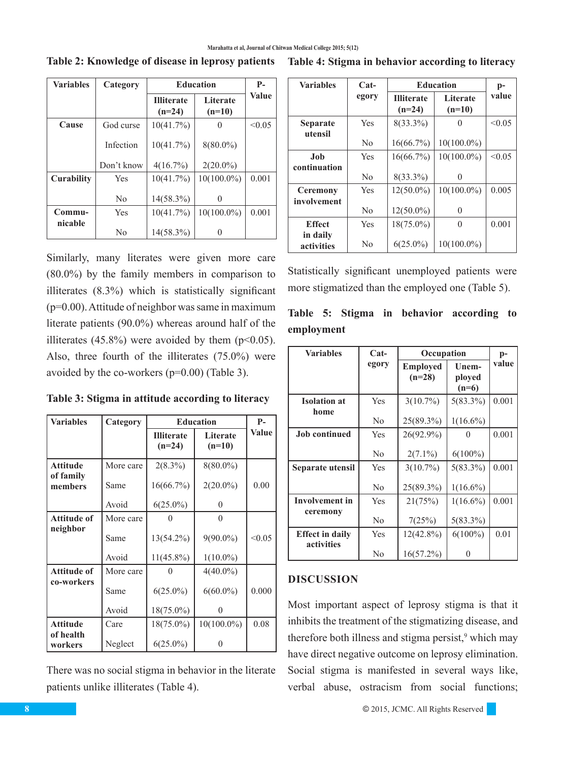**Table 2: Knowledge of disease in leprosy patients**

| Variables | Category | Education | | P-Value |
|---|---|---|---|---|
| | | Illiterate (n=24) | Literate (n=10) | |
| **Cause** | God curse | 10(41.7%) | 0 | <0.05 |
| | Infection | 10(41.7%) | 8(80.0%) | |
| | Don't know | 4(16.7%) | 2(20.0%) | |
| **Curability** | Yes | 10(41.7%) | 10(100.0%) | 0.001 |
| | No | 14(58.3%) | 0 | |
| **Communicable** | Yes | 10(41.7%) | 10(100.0%) | 0.001 |
| | No | 14(58.3%) | 0 | |

Similarly, many literates were given more care (80.0%) by the family members in comparison to illiterates (8.3%) which is statistically significant (p=0.00). Attitude of neighbor was same in maximum literate patients (90.0%) whereas around half of the illiterates (45.8%) were avoided by them ($p<0.05$). Also, three fourth of the illiterates (75.0%) were avoided by the co-workers (p=0.00) (Table 3).

**Table 3: Stigma in attitude according to literacy**

| Variables | Category | Education | | P-Value |
|---|---|---|---|---|
| | | Illiterate (n=24) | Literate (n=10) | |
| **Attitude of family members** | More care | 2(8.3%) | 8(80.0%) | 0.00 |
| | Same | 16(66.7%) | 2(20.0%) | |
| | Avoid | 6(25.0%) | 0 | |
| **Attitude of neighbor** | More care | 0 | 0 | <0.05 |
| | Same | 13(54.2%) | 9(90.0%) | |
| | Avoid | 11(45.8%) | 1(10.0%) | |
| **Attitude of co-workers** | More care | 0 | 4(40.0%) | 0.000 |
| | Same | 6(25.0%) | 6(60.0%) | |
| | Avoid | 18(75.0%) | 0 | |
| **Attitude of health workers** | Care | 18(75.0%) | 10(100.0%) | 0.08 |
| | Neglect | 6(25.0%) | 0 | |

There was no social stigma in behavior in the literate patients unlike illiterates (Table 4).

**Table 4: Stigma in behavior according to literacy**

| Variables | Category | Education | | p-value |
|---|---|---|---|---|
| | | Illiterate (n=24) | Literate (n=10) | |
| **Separate utensil** | Yes | 8(33.3%) | 0 | <0.05 |
| | No | 16(66.7%) | 10(100.0%) | |
| **Job continuation** | Yes | 16(66.7%) | 10(100.0%) | <0.05 |
| | No | 8(33.3%) | 0 | |
| **Ceremony involvement** | Yes | 12(50.0%) | 10(100.0%) | 0.005 |
| | No | 12(50.0%) | 0 | |
| **Effect in daily activities** | Yes | 18(75.0%) | 0 | 0.001 |
| | No | 6(25.0%) | 10(100.0%) | |

Statistically significant unemployed patients were more stigmatized than the employed one (Table 5).

**Table 5: Stigma in behavior according to employment**

| Variables | Category | Occupation | | p-value |
|---|---|---|---|---|
| | | Employed (n=28) | Unemployed (n=6) | |
| **Isolation at home** | Yes | 3(10.7%) | 5(83.3%) | 0.001 |
| | No | 25(89.3%) | 1(16.6%) | |
| **Job continued** | Yes | 26(92.9%) | 0 | 0.001 |
| | No | 2(7.1%) | 6(100%) | |
| **Separate utensil** | Yes | 3(10.7%) | 5(83.3%) | 0.001 |
| | No | 25(89.3%) | 1(16.6%) | |
| **Involvement in ceremony** | Yes | 21(75%) | 1(16.6%) | 0.001 |
| | No | 7(25%) | 5(83.3%) | |
| **Effect in daily activities** | Yes | 12(42.8%) | 6(100%) | 0.01 |
| | No | 16(57.2%) | 0 | |

## DISCUSSION

Most important aspect of leprosy stigma is that it inhibits the treatment of the stigmatizing disease, and therefore both illness and stigma persist,[9] which may have direct negative outcome on leprosy elimination. Social stigma is manifested in several ways like, verbal abuse, ostracism from social functions;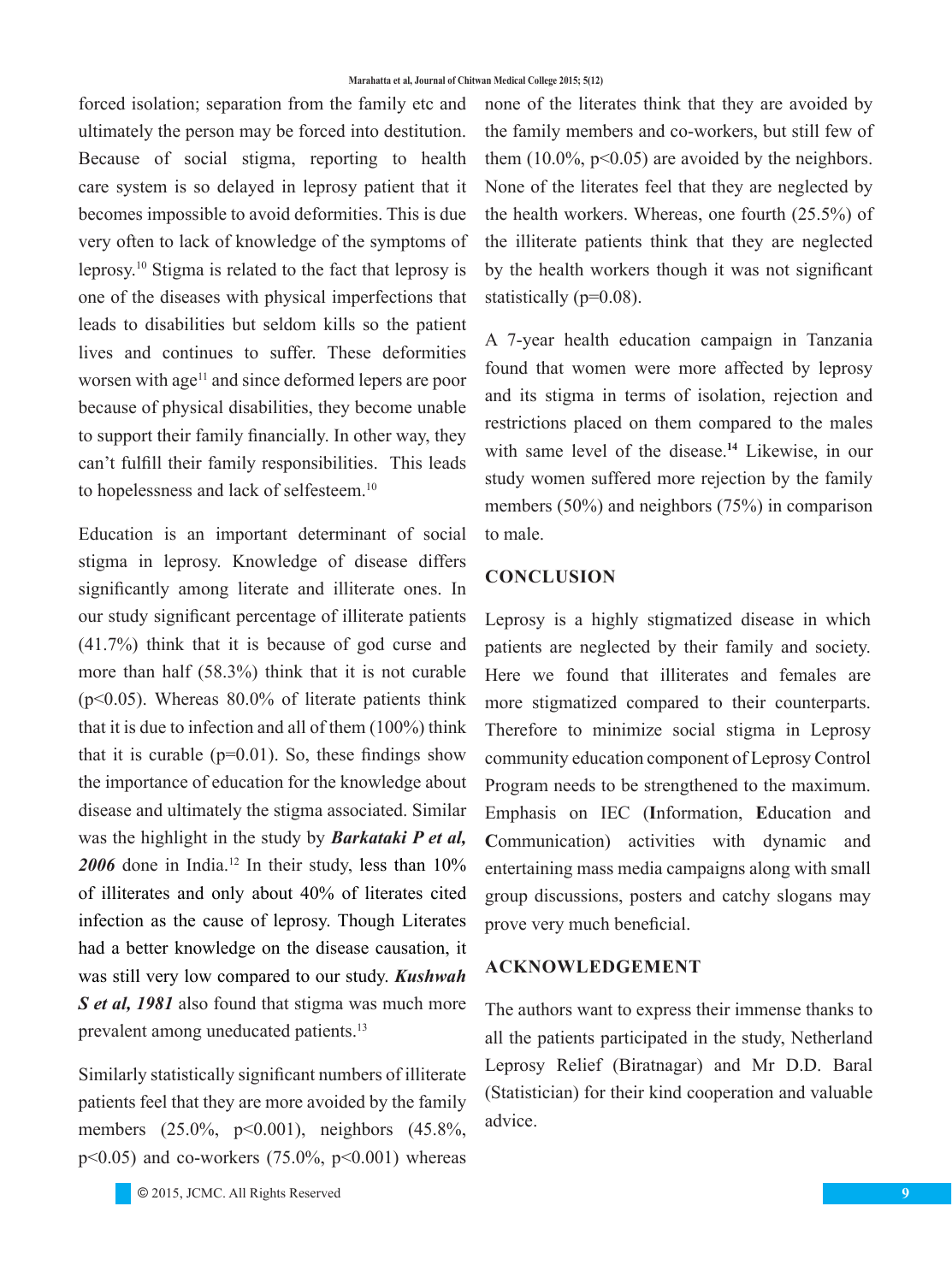forced isolation; separation from the family etc and ultimately the person may be forced into destitution. Because of social stigma, reporting to health care system is so delayed in leprosy patient that it becomes impossible to avoid deformities. This is due very often to lack of knowledge of the symptoms of leprosy.[10] Stigma is related to the fact that leprosy is one of the diseases with physical imperfections that leads to disabilities but seldom kills so the patient lives and continues to suffer. These deformities worsen with age[11] and since deformed lepers are poor because of physical disabilities, they become unable to support their family financially. In other way, they can't fulfill their family responsibilities. This leads to hopelessness and lack of selfesteem.[10]

Education is an important determinant of social stigma in leprosy. Knowledge of disease differs significantly among literate and illiterate ones. In our study significant percentage of illiterate patients (41.7%) think that it is because of god curse and more than half (58.3%) think that it is not curable ($p<0.05$). Whereas 80.0% of literate patients think that it is due to infection and all of them (100%) think that it is curable ($p=0.01$). So, these findings show the importance of education for the knowledge about disease and ultimately the stigma associated. Similar was the highlight in the study by ***Barkataki P et al, 2006*** done in India.[12] In their study, less than 10% of illiterates and only about 40% of literates cited infection as the cause of leprosy. Though Literates had a better knowledge on the disease causation, it was still very low compared to our study. ***Kushwah S et al, 1981*** also found that stigma was much more prevalent among uneducated patients.[13]

Similarly statistically significant numbers of illiterate patients feel that they are more avoided by the family members (25.0%, $p<0.001$), neighbors (45.8%, $p<0.05$) and co-workers (75.0%, $p<0.001$) whereas none of the literates think that they are avoided by the family members and co-workers, but still few of them (10.0%, $p<0.05$) are avoided by the neighbors. None of the literates feel that they are neglected by the health workers. Whereas, one fourth (25.5%) of the illiterate patients think that they are neglected by the health workers though it was not significant statistically ($p=0.08$).

A 7-year health education campaign in Tanzania found that women were more affected by leprosy and its stigma in terms of isolation, rejection and restrictions placed on them compared to the males with same level of the disease.[14] Likewise, in our study women suffered more rejection by the family members (50%) and neighbors (75%) in comparison to male.

## CONCLUSION

Leprosy is a highly stigmatized disease in which patients are neglected by their family and society. Here we found that illiterates and females are more stigmatized compared to their counterparts. Therefore to minimize social stigma in Leprosy community education component of Leprosy Control Program needs to be strengthened to the maximum. Emphasis on IEC (**I**nformation, **E**ducation and **C**ommunication) activities with dynamic and entertaining mass media campaigns along with small group discussions, posters and catchy slogans may prove very much beneficial.

## ACKNOWLEDGEMENT

The authors want to express their immense thanks to all the patients participated in the study, Netherland Leprosy Relief (Biratnagar) and Mr D.D. Baral (Statistician) for their kind cooperation and valuable advice.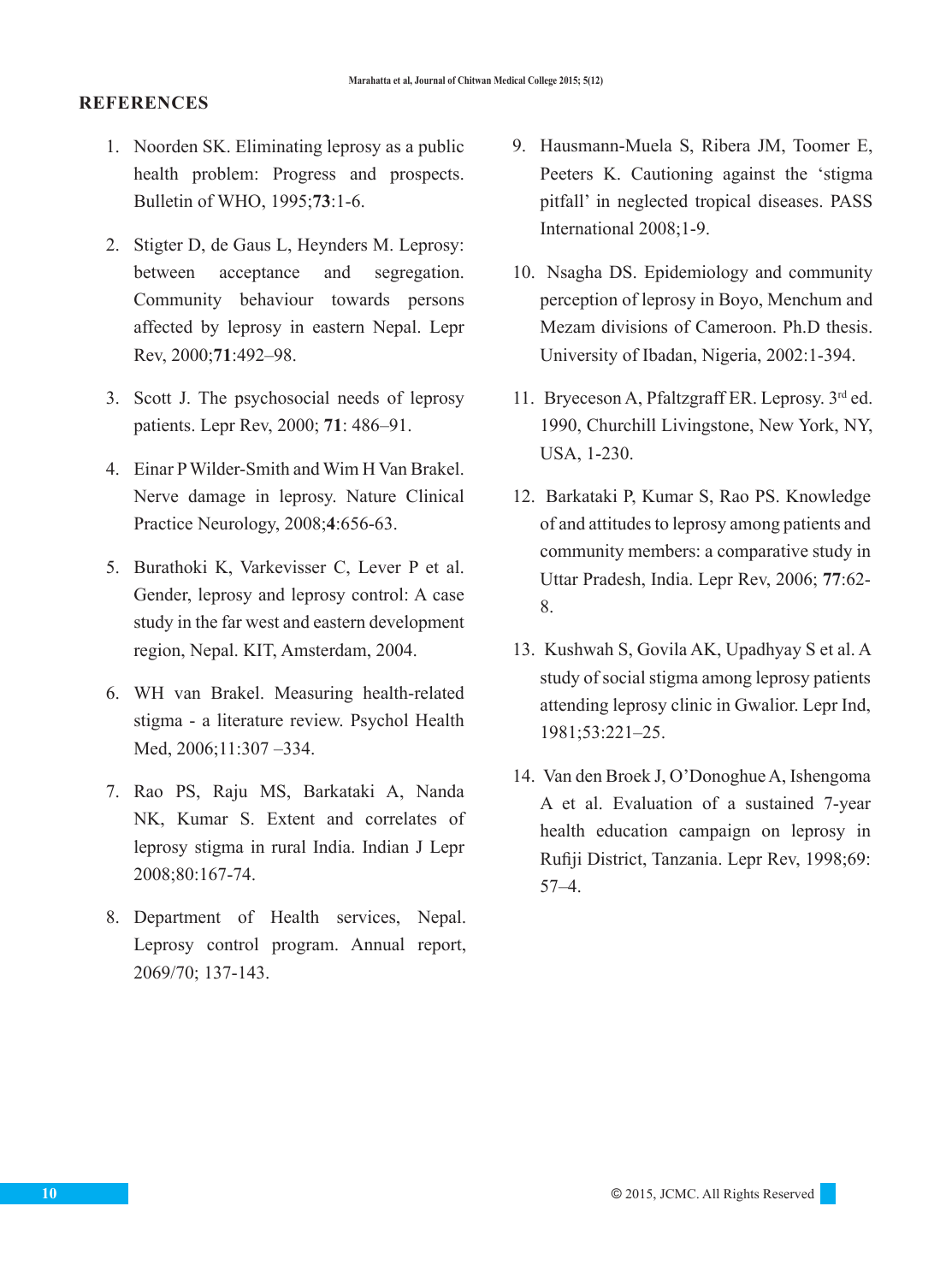## REFERENCES

1. Noorden SK. Eliminating leprosy as a public health problem: Progress and prospects. Bulletin of WHO, 1995;**73**:1-6.
2. Stigter D, de Gaus L, Heynders M. Leprosy: between acceptance and segregation. Community behaviour towards persons affected by leprosy in eastern Nepal. Lepr Rev, 2000;**71**:492–98.
3. Scott J. The psychosocial needs of leprosy patients. Lepr Rev, 2000; **71**: 486–91.
4. Einar P Wilder-Smith and Wim H Van Brakel. Nerve damage in leprosy. Nature Clinical Practice Neurology, 2008;**4**:656-63.
5. Burathoki K, Varkevisser C, Lever P et al. Gender, leprosy and leprosy control: A case study in the far west and eastern development region, Nepal. KIT, Amsterdam, 2004.
6. WH van Brakel. Measuring health-related stigma - a literature review. Psychol Health Med, 2006;11:307 –334.
7. Rao PS, Raju MS, Barkataki A, Nanda NK, Kumar S. Extent and correlates of leprosy stigma in rural India. Indian J Lepr 2008;80:167-74.
8. Department of Health services, Nepal. Leprosy control program. Annual report, 2069/70; 137-143.
9. Hausmann-Muela S, Ribera JM, Toomer E, Peeters K. Cautioning against the 'stigma pitfall' in neglected tropical diseases. PASS International 2008;1-9.
10. Nsagha DS. Epidemiology and community perception of leprosy in Boyo, Menchum and Mezam divisions of Cameroon. Ph.D thesis. University of Ibadan, Nigeria, 2002:1-394.
11. Bryeceson A, Pfaltzgraff ER. Leprosy. 3rd ed. 1990, Churchill Livingstone, New York, NY, USA, 1-230.
12. Barkataki P, Kumar S, Rao PS. Knowledge of and attitudes to leprosy among patients and community members: a comparative study in Uttar Pradesh, India. Lepr Rev, 2006; **77**:62-8.
13. Kushwah S, Govila AK, Upadhyay S et al. A study of social stigma among leprosy patients attending leprosy clinic in Gwalior. Lepr Ind, 1981;53:221–25.
14. Van den Broek J, O'Donoghue A, Ishengoma A et al. Evaluation of a sustained 7-year health education campaign on leprosy in Rufiji District, Tanzania. Lepr Rev, 1998;69: 57–4.

© 2015, JCMC. All Rights Reserved